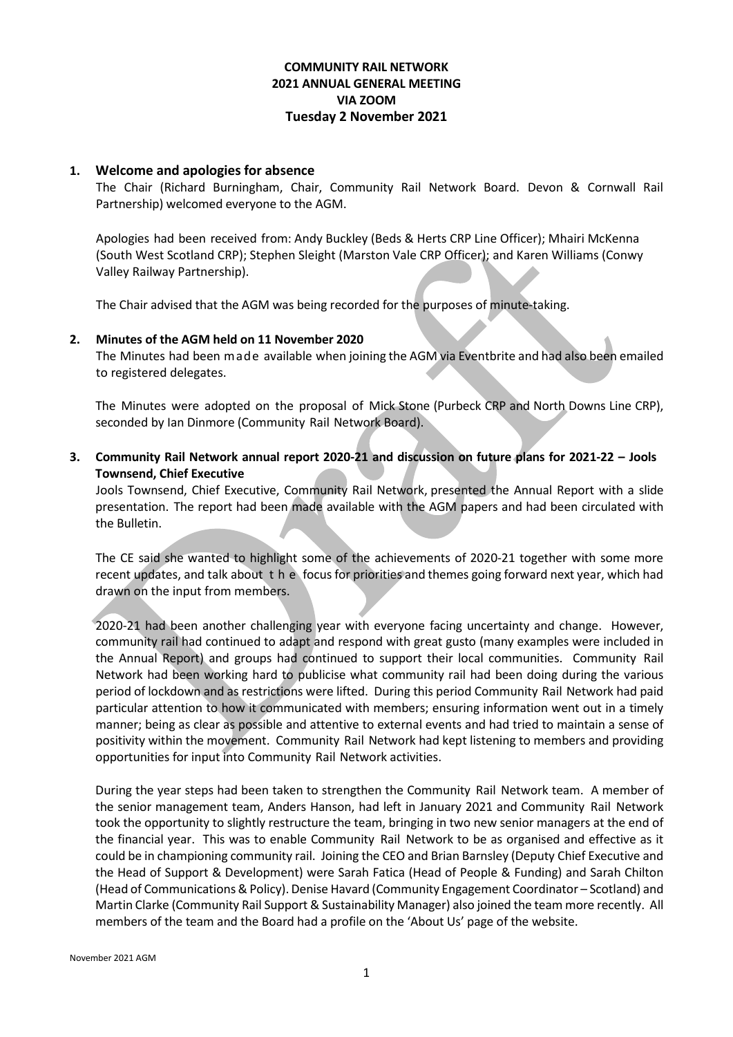**COMMUNITY RAIL NETWORK**
**2021 ANNUAL GENERAL MEETING**
**VIA ZOOM**
**Tuesday 2 November 2021**

## 1. Welcome and apologies for absence

The Chair (Richard Burningham, Chair, Community Rail Network Board. Devon & Cornwall Rail Partnership) welcomed everyone to the AGM.

Apologies had been received from: Andy Buckley (Beds & Herts CRP Line Officer); Mhairi McKenna (South West Scotland CRP); Stephen Sleight (Marston Vale CRP Officer); and Karen Williams (Conwy Valley Railway Partnership).

The Chair advised that the AGM was being recorded for the purposes of minute-taking.

## 2. Minutes of the AGM held on 11 November 2020

The Minutes had been made available when joining the AGM via Eventbrite and had also been emailed to registered delegates.

The Minutes were adopted on the proposal of Mick Stone (Purbeck CRP and North Downs Line CRP), seconded by Ian Dinmore (Community Rail Network Board).

## 3. Community Rail Network annual report 2020-21 and discussion on future plans for 2021-22 – Jools Townsend, Chief Executive

Jools Townsend, Chief Executive, Community Rail Network, presented the Annual Report with a slide presentation. The report had been made available with the AGM papers and had been circulated with the Bulletin.

The CE said she wanted to highlight some of the achievements of 2020-21 together with some more recent updates, and talk about the focus for priorities and themes going forward next year, which had drawn on the input from members.

2020-21 had been another challenging year with everyone facing uncertainty and change. However, community rail had continued to adapt and respond with great gusto (many examples were included in the Annual Report) and groups had continued to support their local communities. Community Rail Network had been working hard to publicise what community rail had been doing during the various period of lockdown and as restrictions were lifted. During this period Community Rail Network had paid particular attention to how it communicated with members; ensuring information went out in a timely manner; being as clear as possible and attentive to external events and had tried to maintain a sense of positivity within the movement. Community Rail Network had kept listening to members and providing opportunities for input into Community Rail Network activities.

During the year steps had been taken to strengthen the Community Rail Network team. A member of the senior management team, Anders Hanson, had left in January 2021 and Community Rail Network took the opportunity to slightly restructure the team, bringing in two new senior managers at the end of the financial year. This was to enable Community Rail Network to be as organised and effective as it could be in championing community rail. Joining the CEO and Brian Barnsley (Deputy Chief Executive and the Head of Support & Development) were Sarah Fatica (Head of People & Funding) and Sarah Chilton (Head of Communications & Policy). Denise Havard (Community Engagement Coordinator – Scotland) and Martin Clarke (Community Rail Support & Sustainability Manager) also joined the team more recently. All members of the team and the Board had a profile on the 'About Us' page of the website.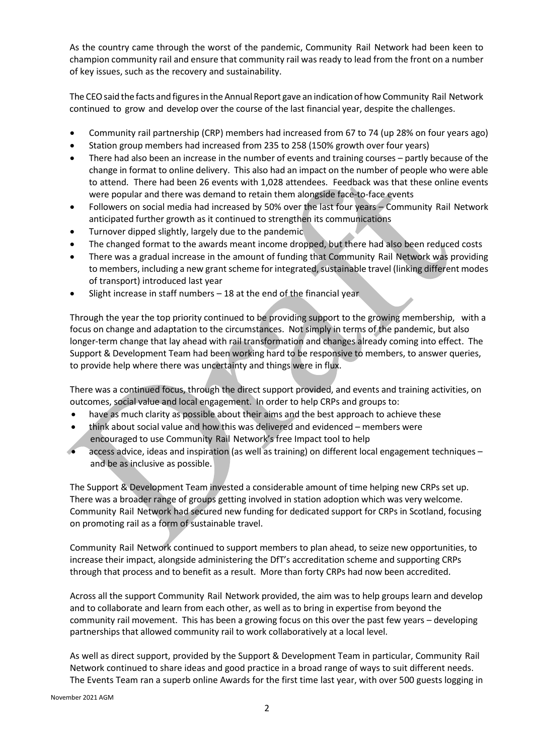As the country came through the worst of the pandemic, Community Rail Network had been keen to champion community rail and ensure that community rail was ready to lead from the front on a number of key issues, such as the recovery and sustainability.

The CEO said the facts and figures in the Annual Report gave an indication of how Community Rail Network continued to grow and develop over the course of the last financial year, despite the challenges.

- Community rail partnership (CRP) members had increased from 67 to 74 (up 28% on four years ago)
- Station group members had increased from 235 to 258 (150% growth over four years)
- There had also been an increase in the number of events and training courses – partly because of the change in format to online delivery. This also had an impact on the number of people who were able to attend. There had been 26 events with 1,028 attendees. Feedback was that these online events were popular and there was demand to retain them alongside face-to-face events
- Followers on social media had increased by 50% over the last four years – Community Rail Network anticipated further growth as it continued to strengthen its communications
- Turnover dipped slightly, largely due to the pandemic
- The changed format to the awards meant income dropped, but there had also been reduced costs
- There was a gradual increase in the amount of funding that Community Rail Network was providing to members, including a new grant scheme for integrated, sustainable travel (linking different modes of transport) introduced last year
- Slight increase in staff numbers – 18 at the end of the financial year

Through the year the top priority continued to be providing support to the growing membership, with a focus on change and adaptation to the circumstances. Not simply in terms of the pandemic, but also longer-term change that lay ahead with rail transformation and changes already coming into effect. The Support & Development Team had been working hard to be responsive to members, to answer queries, to provide help where there was uncertainty and things were in flux.

There was a continued focus, through the direct support provided, and events and training activities, on outcomes, social value and local engagement. In order to help CRPs and groups to:

- have as much clarity as possible about their aims and the best approach to achieve these
- think about social value and how this was delivered and evidenced – members were encouraged to use Community Rail Network's free Impact tool to help
- access advice, ideas and inspiration (as well as training) on different local engagement techniques – and be as inclusive as possible.

The Support & Development Team invested a considerable amount of time helping new CRPs set up. There was a broader range of groups getting involved in station adoption which was very welcome. Community Rail Network had secured new funding for dedicated support for CRPs in Scotland, focusing on promoting rail as a form of sustainable travel.

Community Rail Network continued to support members to plan ahead, to seize new opportunities, to increase their impact, alongside administering the DfT's accreditation scheme and supporting CRPs through that process and to benefit as a result. More than forty CRPs had now been accredited.

Across all the support Community Rail Network provided, the aim was to help groups learn and develop and to collaborate and learn from each other, as well as to bring in expertise from beyond the community rail movement. This has been a growing focus on this over the past few years – developing partnerships that allowed community rail to work collaboratively at a local level.

As well as direct support, provided by the Support & Development Team in particular, Community Rail Network continued to share ideas and good practice in a broad range of ways to suit different needs. The Events Team ran a superb online Awards for the first time last year, with over 500 guests logging in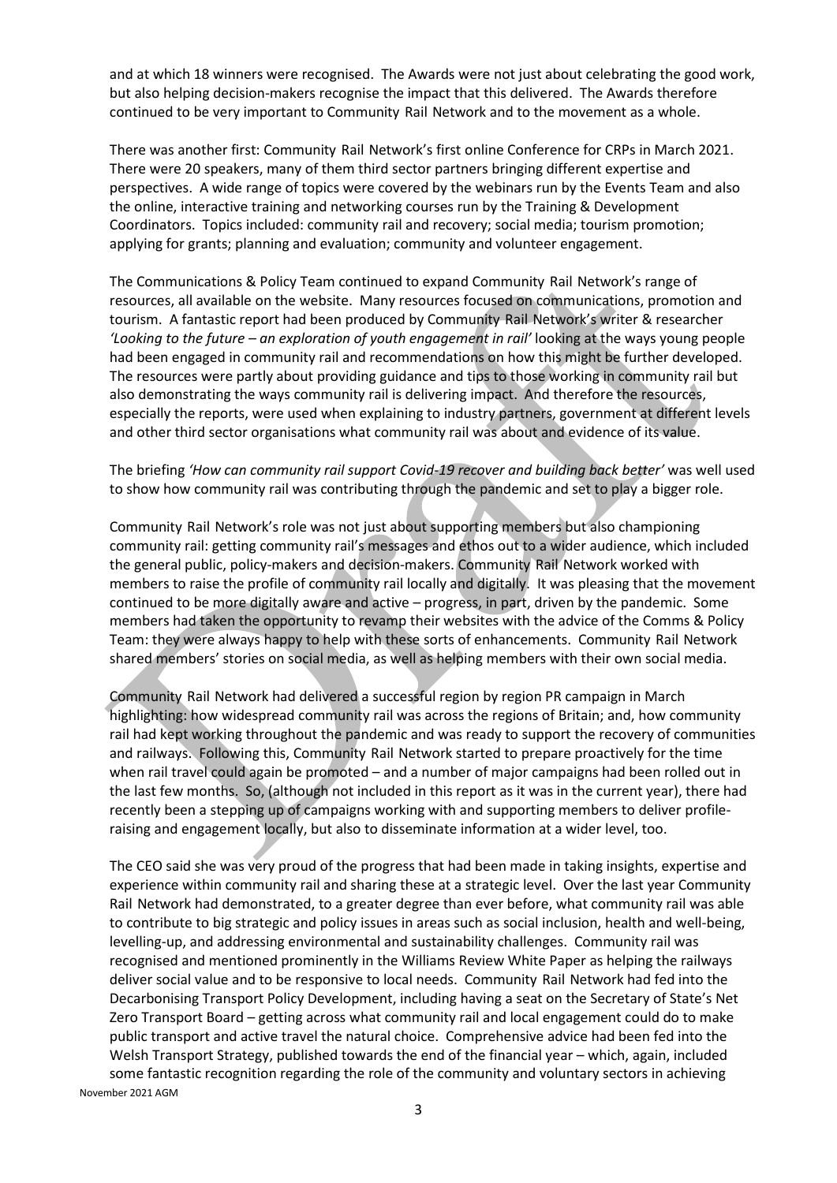and at which 18 winners were recognised. The Awards were not just about celebrating the good work, but also helping decision-makers recognise the impact that this delivered. The Awards therefore continued to be very important to Community Rail Network and to the movement as a whole.

There was another first: Community Rail Network's first online Conference for CRPs in March 2021. There were 20 speakers, many of them third sector partners bringing different expertise and perspectives. A wide range of topics were covered by the webinars run by the Events Team and also the online, interactive training and networking courses run by the Training & Development Coordinators. Topics included: community rail and recovery; social media; tourism promotion; applying for grants; planning and evaluation; community and volunteer engagement.

The Communications & Policy Team continued to expand Community Rail Network's range of resources, all available on the website. Many resources focused on communications, promotion and tourism. A fantastic report had been produced by Community Rail Network's writer & researcher *'Looking to the future – an exploration of youth engagement in rail'* looking at the ways young people had been engaged in community rail and recommendations on how this might be further developed. The resources were partly about providing guidance and tips to those working in community rail but also demonstrating the ways community rail is delivering impact. And therefore the resources, especially the reports, were used when explaining to industry partners, government at different levels and other third sector organisations what community rail was about and evidence of its value.

The briefing *'How can community rail support Covid-19 recover and building back better'* was well used to show how community rail was contributing through the pandemic and set to play a bigger role.

Community Rail Network's role was not just about supporting members but also championing community rail: getting community rail's messages and ethos out to a wider audience, which included the general public, policy-makers and decision-makers. Community Rail Network worked with members to raise the profile of community rail locally and digitally. It was pleasing that the movement continued to be more digitally aware and active – progress, in part, driven by the pandemic. Some members had taken the opportunity to revamp their websites with the advice of the Comms & Policy Team: they were always happy to help with these sorts of enhancements. Community Rail Network shared members' stories on social media, as well as helping members with their own social media.

Community Rail Network had delivered a successful region by region PR campaign in March highlighting: how widespread community rail was across the regions of Britain; and, how community rail had kept working throughout the pandemic and was ready to support the recovery of communities and railways. Following this, Community Rail Network started to prepare proactively for the time when rail travel could again be promoted – and a number of major campaigns had been rolled out in the last few months. So, (although not included in this report as it was in the current year), there had recently been a stepping up of campaigns working with and supporting members to deliver profile-raising and engagement locally, but also to disseminate information at a wider level, too.

The CEO said she was very proud of the progress that had been made in taking insights, expertise and experience within community rail and sharing these at a strategic level. Over the last year Community Rail Network had demonstrated, to a greater degree than ever before, what community rail was able to contribute to big strategic and policy issues in areas such as social inclusion, health and well-being, levelling-up, and addressing environmental and sustainability challenges. Community rail was recognised and mentioned prominently in the Williams Review White Paper as helping the railways deliver social value and to be responsive to local needs. Community Rail Network had fed into the Decarbonising Transport Policy Development, including having a seat on the Secretary of State's Net Zero Transport Board – getting across what community rail and local engagement could do to make public transport and active travel the natural choice. Comprehensive advice had been fed into the Welsh Transport Strategy, published towards the end of the financial year – which, again, included some fantastic recognition regarding the role of the community and voluntary sectors in achieving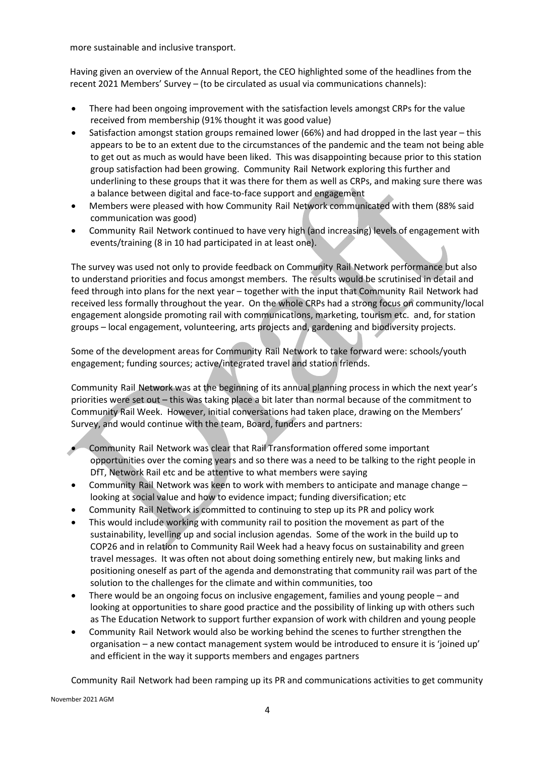more sustainable and inclusive transport.

Having given an overview of the Annual Report, the CEO highlighted some of the headlines from the recent 2021 Members' Survey – (to be circulated as usual via communications channels):

- There had been ongoing improvement with the satisfaction levels amongst CRPs for the value received from membership (91% thought it was good value)
- Satisfaction amongst station groups remained lower (66%) and had dropped in the last year – this appears to be to an extent due to the circumstances of the pandemic and the team not being able to get out as much as would have been liked. This was disappointing because prior to this station group satisfaction had been growing. Community Rail Network exploring this further and underlining to these groups that it was there for them as well as CRPs, and making sure there was a balance between digital and face-to-face support and engagement
- Members were pleased with how Community Rail Network communicated with them (88% said communication was good)
- Community Rail Network continued to have very high (and increasing) levels of engagement with events/training (8 in 10 had participated in at least one).

The survey was used not only to provide feedback on Community Rail Network performance but also to understand priorities and focus amongst members. The results would be scrutinised in detail and feed through into plans for the next year – together with the input that Community Rail Network had received less formally throughout the year. On the whole CRPs had a strong focus on community/local engagement alongside promoting rail with communications, marketing, tourism etc. and, for station groups – local engagement, volunteering, arts projects and, gardening and biodiversity projects.

Some of the development areas for Community Rail Network to take forward were: schools/youth engagement; funding sources; active/integrated travel and station friends.

Community Rail Network was at the beginning of its annual planning process in which the next year's priorities were set out – this was taking place a bit later than normal because of the commitment to Community Rail Week. However, initial conversations had taken place, drawing on the Members' Survey, and would continue with the team, Board, funders and partners:

- Community Rail Network was clear that Rail Transformation offered some important opportunities over the coming years and so there was a need to be talking to the right people in DfT, Network Rail etc and be attentive to what members were saying
- Community Rail Network was keen to work with members to anticipate and manage change – looking at social value and how to evidence impact; funding diversification; etc
- Community Rail Network is committed to continuing to step up its PR and policy work
- This would include working with community rail to position the movement as part of the sustainability, levelling up and social inclusion agendas. Some of the work in the build up to COP26 and in relation to Community Rail Week had a heavy focus on sustainability and green travel messages. It was often not about doing something entirely new, but making links and positioning oneself as part of the agenda and demonstrating that community rail was part of the solution to the challenges for the climate and within communities, too
- There would be an ongoing focus on inclusive engagement, families and young people – and looking at opportunities to share good practice and the possibility of linking up with others such as The Education Network to support further expansion of work with children and young people
- Community Rail Network would also be working behind the scenes to further strengthen the organisation – a new contact management system would be introduced to ensure it is 'joined up' and efficient in the way it supports members and engages partners

Community Rail Network had been ramping up its PR and communications activities to get community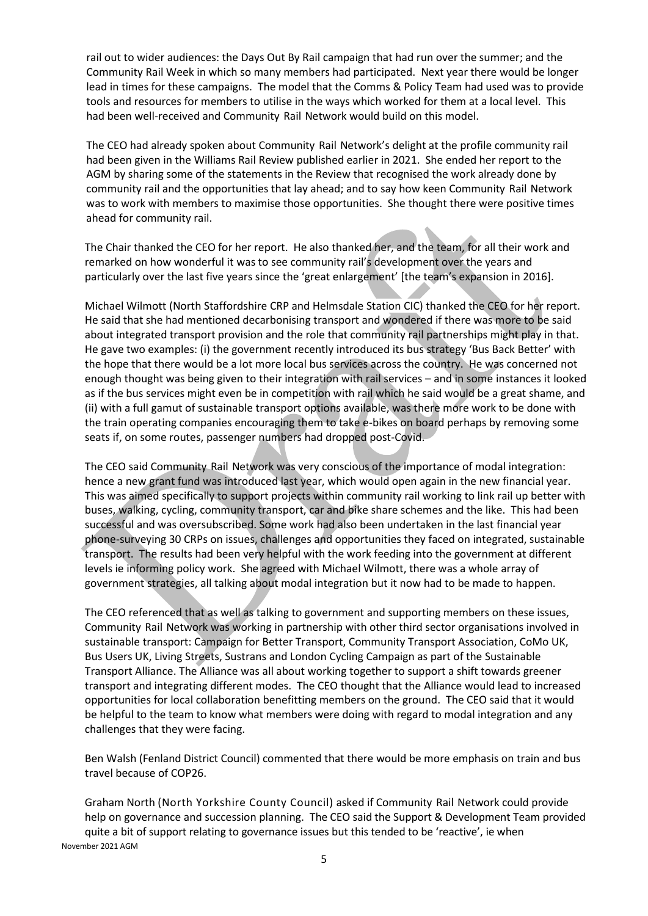rail out to wider audiences: the Days Out By Rail campaign that had run over the summer; and the Community Rail Week in which so many members had participated. Next year there would be longer lead in times for these campaigns. The model that the Comms & Policy Team had used was to provide tools and resources for members to utilise in the ways which worked for them at a local level. This had been well-received and Community Rail Network would build on this model.

The CEO had already spoken about Community Rail Network's delight at the profile community rail had been given in the Williams Rail Review published earlier in 2021. She ended her report to the AGM by sharing some of the statements in the Review that recognised the work already done by community rail and the opportunities that lay ahead; and to say how keen Community Rail Network was to work with members to maximise those opportunities. She thought there were positive times ahead for community rail.

The Chair thanked the CEO for her report. He also thanked her, and the team, for all their work and remarked on how wonderful it was to see community rail's development over the years and particularly over the last five years since the 'great enlargement' [the team's expansion in 2016].

Michael Wilmott (North Staffordshire CRP and Helmsdale Station CIC) thanked the CEO for her report. He said that she had mentioned decarbonising transport and wondered if there was more to be said about integrated transport provision and the role that community rail partnerships might play in that. He gave two examples: (i) the government recently introduced its bus strategy 'Bus Back Better' with the hope that there would be a lot more local bus services across the country. He was concerned not enough thought was being given to their integration with rail services – and in some instances it looked as if the bus services might even be in competition with rail which he said would be a great shame, and (ii) with a full gamut of sustainable transport options available, was there more work to be done with the train operating companies encouraging them to take e-bikes on board perhaps by removing some seats if, on some routes, passenger numbers had dropped post-Covid.

The CEO said Community Rail Network was very conscious of the importance of modal integration: hence a new grant fund was introduced last year, which would open again in the new financial year. This was aimed specifically to support projects within community rail working to link rail up better with buses, walking, cycling, community transport, car and bike share schemes and the like. This had been successful and was oversubscribed. Some work had also been undertaken in the last financial year phone-surveying 30 CRPs on issues, challenges and opportunities they faced on integrated, sustainable transport. The results had been very helpful with the work feeding into the government at different levels ie informing policy work. She agreed with Michael Wilmott, there was a whole array of government strategies, all talking about modal integration but it now had to be made to happen.

The CEO referenced that as well as talking to government and supporting members on these issues, Community Rail Network was working in partnership with other third sector organisations involved in sustainable transport: Campaign for Better Transport, Community Transport Association, CoMo UK, Bus Users UK, Living Streets, Sustrans and London Cycling Campaign as part of the Sustainable Transport Alliance. The Alliance was all about working together to support a shift towards greener transport and integrating different modes. The CEO thought that the Alliance would lead to increased opportunities for local collaboration benefitting members on the ground. The CEO said that it would be helpful to the team to know what members were doing with regard to modal integration and any challenges that they were facing.

Ben Walsh (Fenland District Council) commented that there would be more emphasis on train and bus travel because of COP26.

Graham North (North Yorkshire County Council) asked if Community Rail Network could provide help on governance and succession planning. The CEO said the Support & Development Team provided quite a bit of support relating to governance issues but this tended to be 'reactive', ie when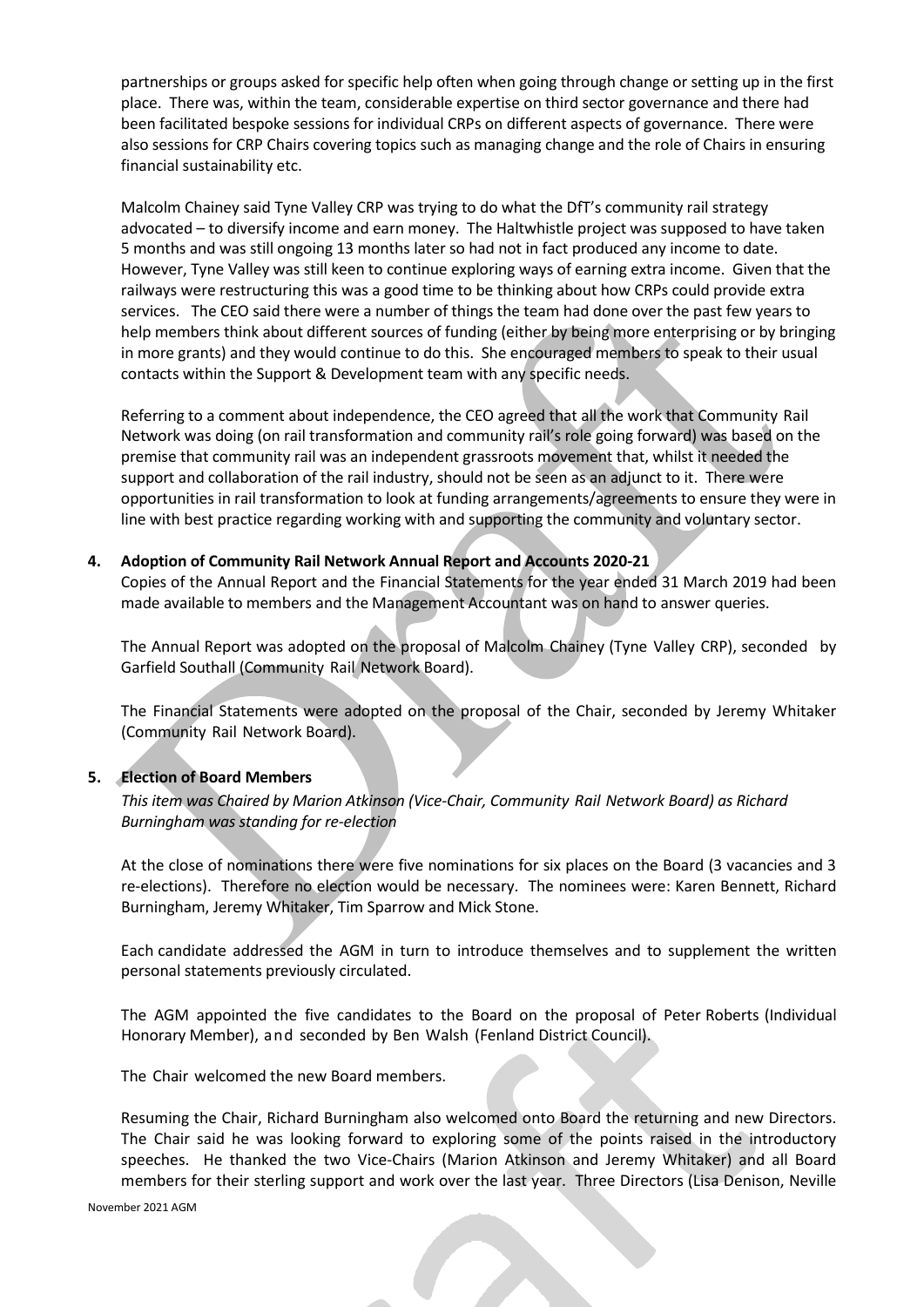partnerships or groups asked for specific help often when going through change or setting up in the first place. There was, within the team, considerable expertise on third sector governance and there had been facilitated bespoke sessions for individual CRPs on different aspects of governance. There were also sessions for CRP Chairs covering topics such as managing change and the role of Chairs in ensuring financial sustainability etc.

Malcolm Chainey said Tyne Valley CRP was trying to do what the DfT's community rail strategy advocated – to diversify income and earn money. The Haltwhistle project was supposed to have taken 5 months and was still ongoing 13 months later so had not in fact produced any income to date. However, Tyne Valley was still keen to continue exploring ways of earning extra income. Given that the railways were restructuring this was a good time to be thinking about how CRPs could provide extra services. The CEO said there were a number of things the team had done over the past few years to help members think about different sources of funding (either by being more enterprising or by bringing in more grants) and they would continue to do this. She encouraged members to speak to their usual contacts within the Support & Development team with any specific needs.

Referring to a comment about independence, the CEO agreed that all the work that Community Rail Network was doing (on rail transformation and community rail's role going forward) was based on the premise that community rail was an independent grassroots movement that, whilst it needed the support and collaboration of the rail industry, should not be seen as an adjunct to it. There were opportunities in rail transformation to look at funding arrangements/agreements to ensure they were in line with best practice regarding working with and supporting the community and voluntary sector.

**4. Adoption of Community Rail Network Annual Report and Accounts 2020-21**

Copies of the Annual Report and the Financial Statements for the year ended 31 March 2019 had been made available to members and the Management Accountant was on hand to answer queries.

The Annual Report was adopted on the proposal of Malcolm Chainey (Tyne Valley CRP), seconded by Garfield Southall (Community Rail Network Board).

The Financial Statements were adopted on the proposal of the Chair, seconded by Jeremy Whitaker (Community Rail Network Board).

**5. Election of Board Members**

*This item was Chaired by Marion Atkinson (Vice-Chair, Community Rail Network Board) as Richard Burningham was standing for re-election*

At the close of nominations there were five nominations for six places on the Board (3 vacancies and 3 re-elections). Therefore no election would be necessary. The nominees were: Karen Bennett, Richard Burningham, Jeremy Whitaker, Tim Sparrow and Mick Stone.

Each candidate addressed the AGM in turn to introduce themselves and to supplement the written personal statements previously circulated.

The AGM appointed the five candidates to the Board on the proposal of Peter Roberts (Individual Honorary Member), and seconded by Ben Walsh (Fenland District Council).

The Chair welcomed the new Board members.

Resuming the Chair, Richard Burningham also welcomed onto Board the returning and new Directors. The Chair said he was looking forward to exploring some of the points raised in the introductory speeches. He thanked the two Vice-Chairs (Marion Atkinson and Jeremy Whitaker) and all Board members for their sterling support and work over the last year. Three Directors (Lisa Denison, Neville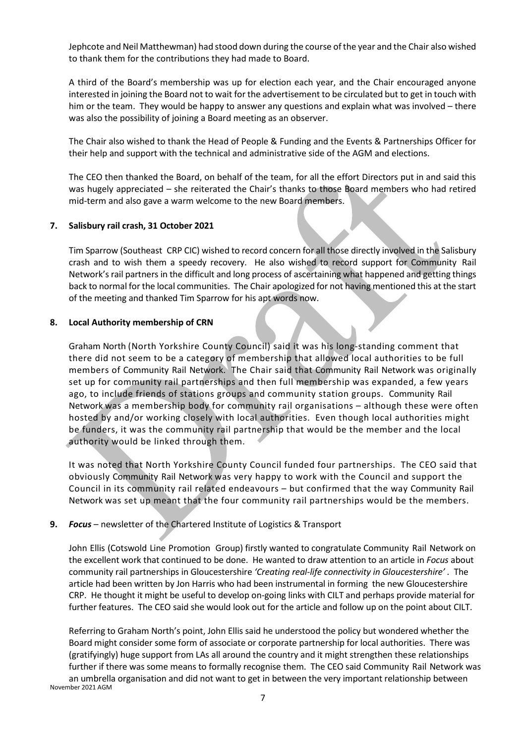Jephcote and Neil Matthewman) had stood down during the course of the year and the Chair also wished to thank them for the contributions they had made to Board.

A third of the Board's membership was up for election each year, and the Chair encouraged anyone interested in joining the Board not to wait for the advertisement to be circulated but to get in touch with him or the team. They would be happy to answer any questions and explain what was involved – there was also the possibility of joining a Board meeting as an observer.

The Chair also wished to thank the Head of People & Funding and the Events & Partnerships Officer for their help and support with the technical and administrative side of the AGM and elections.

The CEO then thanked the Board, on behalf of the team, for all the effort Directors put in and said this was hugely appreciated – she reiterated the Chair's thanks to those Board members who had retired mid-term and also gave a warm welcome to the new Board members.

**7. Salisbury rail crash, 31 October 2021**

Tim Sparrow (Southeast CRP CIC) wished to record concern for all those directly involved in the Salisbury crash and to wish them a speedy recovery. He also wished to record support for Community Rail Network's rail partners in the difficult and long process of ascertaining what happened and getting things back to normal for the local communities. The Chair apologized for not having mentioned this at the start of the meeting and thanked Tim Sparrow for his apt words now.

**8. Local Authority membership of CRN**

Graham North (North Yorkshire County Council) said it was his long-standing comment that there did not seem to be a category of membership that allowed local authorities to be full members of Community Rail Network. The Chair said that Community Rail Network was originally set up for community rail partnerships and then full membership was expanded, a few years ago, to include friends of stations groups and community station groups. Community Rail Network was a membership body for community rail organisations – although these were often hosted by and/or working closely with local authorities. Even though local authorities might be funders, it was the community rail partnership that would be the member and the local authority would be linked through them.

It was noted that North Yorkshire County Council funded four partnerships. The CEO said that obviously Community Rail Network was very happy to work with the Council and support the Council in its community rail related endeavours – but confirmed that the way Community Rail Network was set up meant that the four community rail partnerships would be the members.

**9. *Focus*** – newsletter of the Chartered Institute of Logistics & Transport

John Ellis (Cotswold Line Promotion Group) firstly wanted to congratulate Community Rail Network on the excellent work that continued to be done. He wanted to draw attention to an article in *Focus* about community rail partnerships in Gloucestershire *'Creating real-life connectivity in Gloucestershire'* . The article had been written by Jon Harris who had been instrumental in forming the new Gloucestershire CRP. He thought it might be useful to develop on-going links with CILT and perhaps provide material for further features. The CEO said she would look out for the article and follow up on the point about CILT.

Referring to Graham North's point, John Ellis said he understood the policy but wondered whether the Board might consider some form of associate or corporate partnership for local authorities. There was (gratifyingly) huge support from LAs all around the country and it might strengthen these relationships further if there was some means to formally recognise them. The CEO said Community Rail Network was an umbrella organisation and did not want to get in between the very important relationship between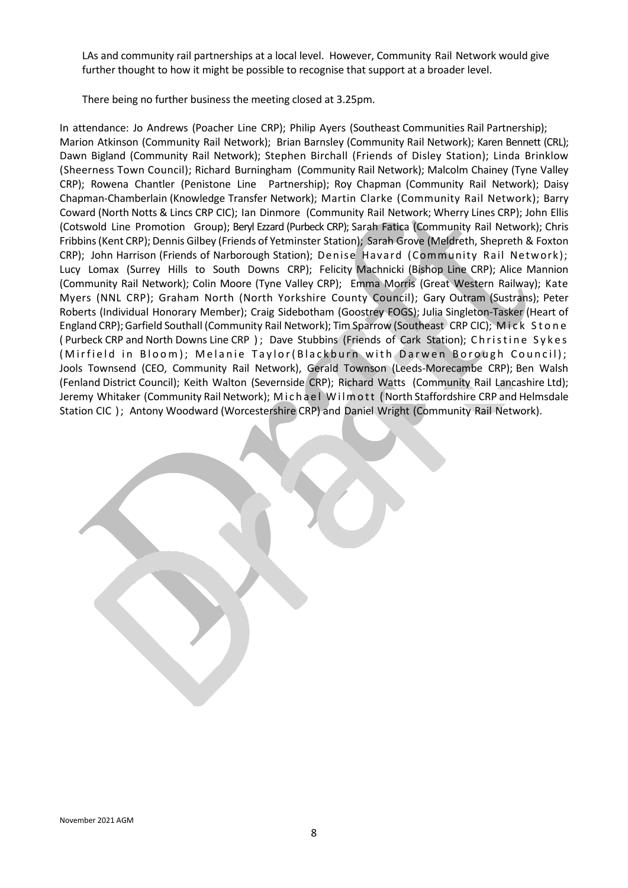LAs and community rail partnerships at a local level. However, Community Rail Network would give further thought to how it might be possible to recognise that support at a broader level.

There being no further business the meeting closed at 3.25pm.

In attendance: Jo Andrews (Poacher Line CRP); Philip Ayers (Southeast Communities Rail Partnership); Marion Atkinson (Community Rail Network); Brian Barnsley (Community Rail Network); Karen Bennett (CRL); Dawn Bigland (Community Rail Network); Stephen Birchall (Friends of Disley Station); Linda Brinklow (Sheerness Town Council); Richard Burningham (Community Rail Network); Malcolm Chainey (Tyne Valley CRP); Rowena Chantler (Penistone Line Partnership); Roy Chapman (Community Rail Network); Daisy Chapman-Chamberlain (Knowledge Transfer Network); Martin Clarke (Community Rail Network); Barry Coward (North Notts & Lincs CRP CIC); Ian Dinmore (Community Rail Network; Wherry Lines CRP); John Ellis (Cotswold Line Promotion Group); Beryl Ezzard (Purbeck CRP); Sarah Fatica (Community Rail Network); Chris Fribbins (Kent CRP); Dennis Gilbey (Friends of Yetminster Station); Sarah Grove (Meldreth, Shepreth & Foxton CRP); John Harrison (Friends of Narborough Station); Denise Havard (Community Rail Network); Lucy Lomax (Surrey Hills to South Downs CRP); Felicity Machnicki (Bishop Line CRP); Alice Mannion (Community Rail Network); Colin Moore (Tyne Valley CRP); Emma Morris (Great Western Railway); Kate Myers (NNL CRP); Graham North (North Yorkshire County Council); Gary Outram (Sustrans); Peter Roberts (Individual Honorary Member); Craig Sidebotham (Goostrey FOGS); Julia Singleton-Tasker (Heart of England CRP); Garfield Southall (Community Rail Network); Tim Sparrow (Southeast CRP CIC); Mick Stone (Purbeck CRP and North Downs Line CRP); Dave Stubbins (Friends of Cark Station); Christine Sykes (Mirfield in Bloom); Melanie Taylor (Blackburn with Darwen Borough Council); Jools Townsend (CEO, Community Rail Network), Gerald Townson (Leeds-Morecambe CRP); Ben Walsh (Fenland District Council); Keith Walton (Severnside CRP); Richard Watts (Community Rail Lancashire Ltd); Jeremy Whitaker (Community Rail Network); Michael Wilmott (North Staffordshire CRP and Helmsdale Station CIC); Antony Woodward (Worcestershire CRP) and Daniel Wright (Community Rail Network).